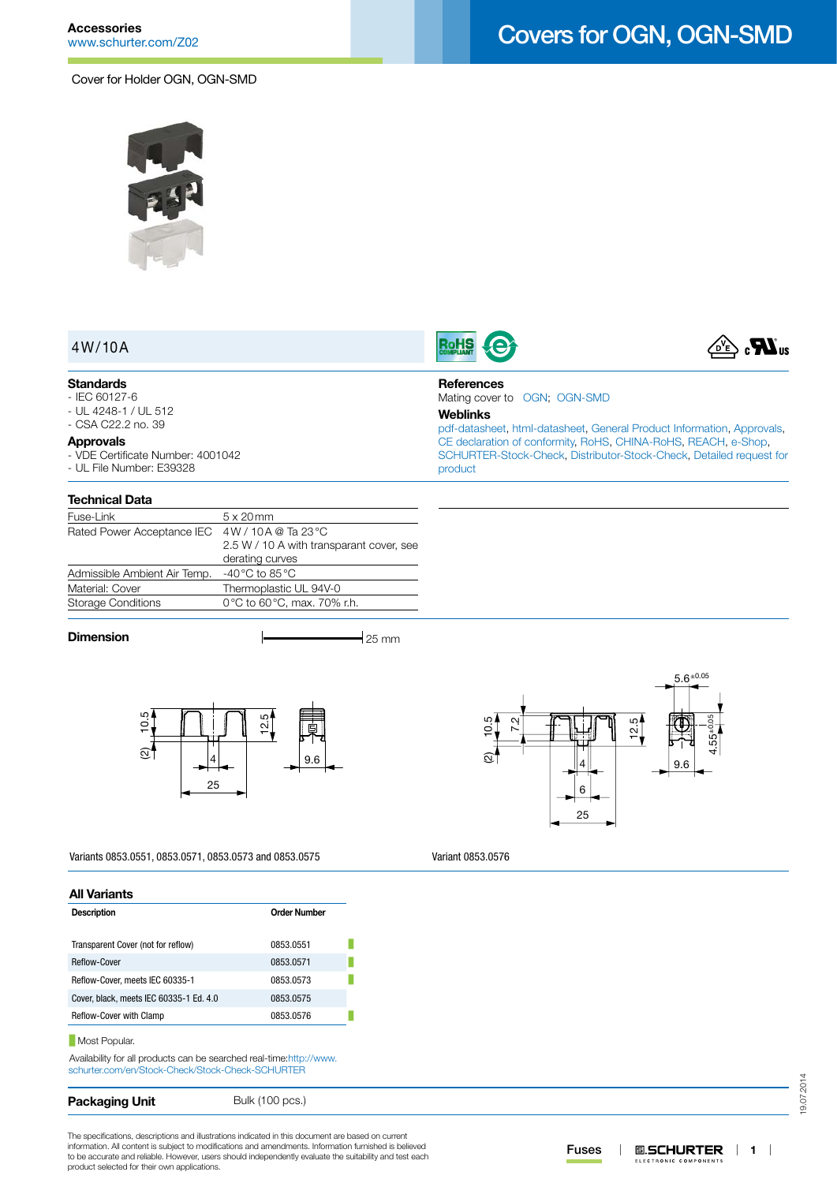Accessories
www.schurter.com/Z02

# Covers for OGN, OGN-SMD

Cover for Holder OGN, OGN-SMD

## 4W/10A

### Standards
- IEC 60127-6
- UL 4248-1 / UL 512
- CSA C22.2 no. 39

### Approvals
- VDE Certificate Number: 4001042
- UL File Number: E39328

### References
Mating cover to OGN; OGN-SMD

### Weblinks
pdf-datasheet, html-datasheet, General Product Information, Approvals, CE declaration of conformity, RoHS, CHINA-RoHS, REACH, e-Shop, SCHURTER-Stock-Check, Distributor-Stock-Check, Detailed request for product

### Technical Data

| | |
|---|---|
| Fuse-Link | 5 x 20 mm |
| Rated Power Acceptance IEC | 4 W / 10 A @ Ta 23 °C<br>2.5 W / 10 A with transparant cover, see derating curves |
| Admissible Ambient Air Temp. | -40 °C to 85 °C |
| Material: Cover | Thermoplastic UL 94V-0 |
| Storage Conditions | 0 °C to 60 °C, max. 70% r.h. |

### Dimension

25 mm

Variants 0853.0551, 0853.0571, 0853.0573 and 0853.0575

Variant 0853.0576

### All Variants

| Description | Order Number | |
|---|---|---|
| Transparent Cover (not for reflow) | 0853.0551 | ■ |
| Reflow-Cover | 0853.0571 | ■ |
| Reflow-Cover, meets IEC 60335-1 | 0853.0573 | ■ |
| Cover, black, meets IEC 60335-1 Ed. 4.0 | 0853.0575 | |
| Reflow-Cover with Clamp | 0853.0576 | ■ |

■ Most Popular.

Availability for all products can be searched real-time:http://www.schurter.com/en/Stock-Check/Stock-Check-SCHURTER

### Packaging Unit
Bulk (100 pcs.)

The specifications, descriptions and illustrations indicated in this document are based on current information. All content is subject to modifications and amendments. Information furnished is believed to be accurate and reliable. However, users should independently evaluate the suitability and test each product selected for their own applications.

19.07.2014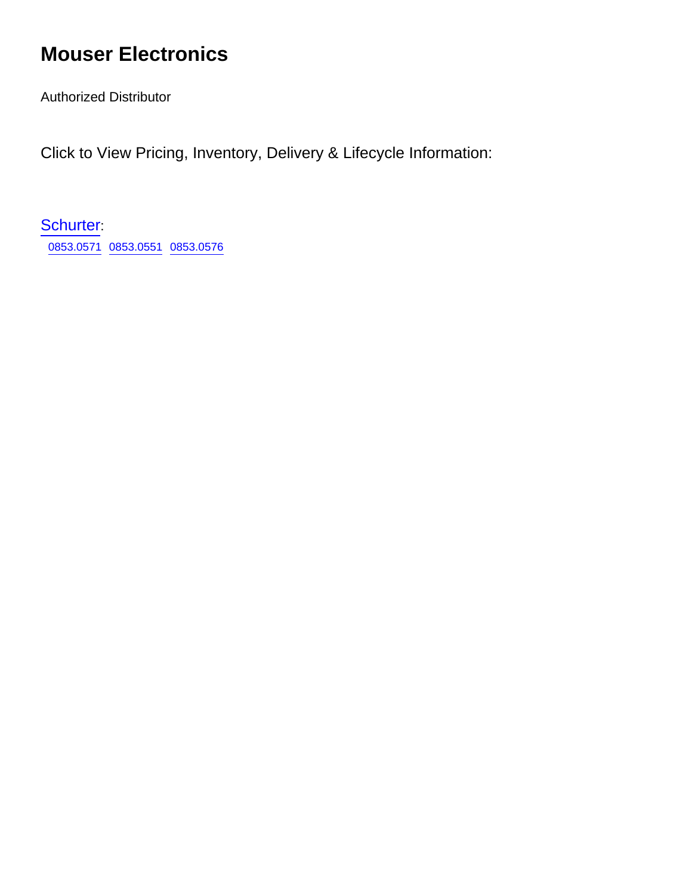# Mouser Electronics

Authorized Distributor

Click to View Pricing, Inventory, Delivery & Lifecycle Information:

Schurter:

0853.0571 0853.0551 0853.0576